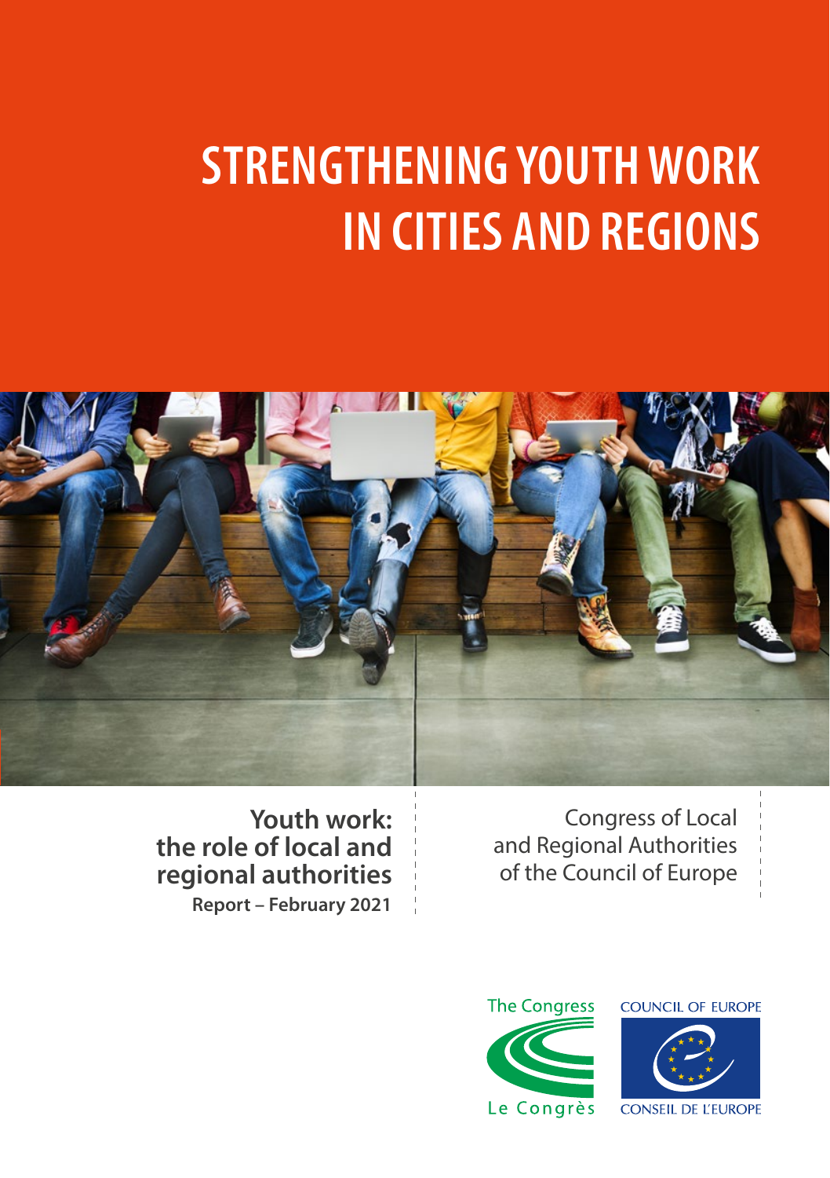# STRENGTHENING YOUTH WORK IN CITIES AND REGIONS

**Youth work: the role of local and regional authorities**

**Report – February 2021**

Congress of Local and Regional Authorities of the Council of Europe

The Congress

Le Congrès

COUNCIL OF EUROPE

CONSEIL DE L'EUROPE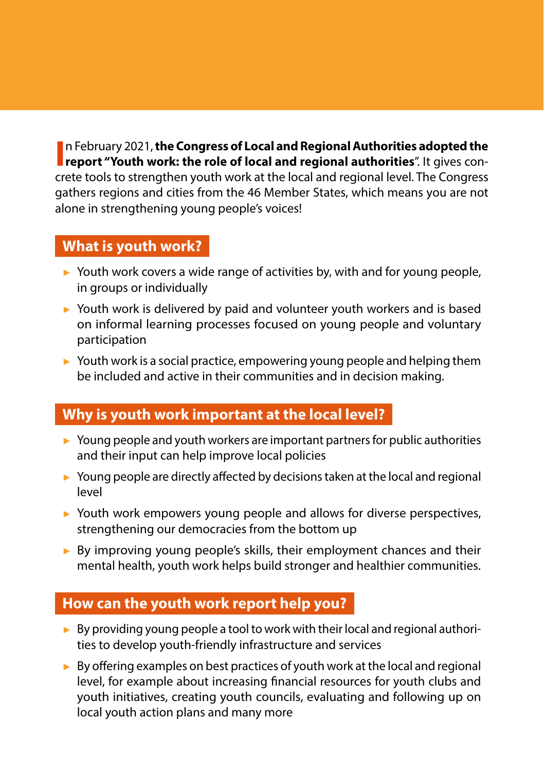In February 2021, **the Congress of Local and Regional Authorities adopted the report "Youth work: the role of local and regional authorities**". It gives concrete tools to strengthen youth work at the local and regional level. The Congress gathers regions and cities from the 46 Member States, which means you are not alone in strengthening young people's voices!

## What is youth work?

- Youth work covers a wide range of activities by, with and for young people, in groups or individually
- Youth work is delivered by paid and volunteer youth workers and is based on informal learning processes focused on young people and voluntary participation
- Youth work is a social practice, empowering young people and helping them be included and active in their communities and in decision making.

## Why is youth work important at the local level?

- Young people and youth workers are important partners for public authorities and their input can help improve local policies
- Young people are directly affected by decisions taken at the local and regional level
- Youth work empowers young people and allows for diverse perspectives, strengthening our democracies from the bottom up
- By improving young people's skills, their employment chances and their mental health, youth work helps build stronger and healthier communities.

## How can the youth work report help you?

- By providing young people a tool to work with their local and regional authorities to develop youth-friendly infrastructure and services
- By offering examples on best practices of youth work at the local and regional level, for example about increasing financial resources for youth clubs and youth initiatives, creating youth councils, evaluating and following up on local youth action plans and many more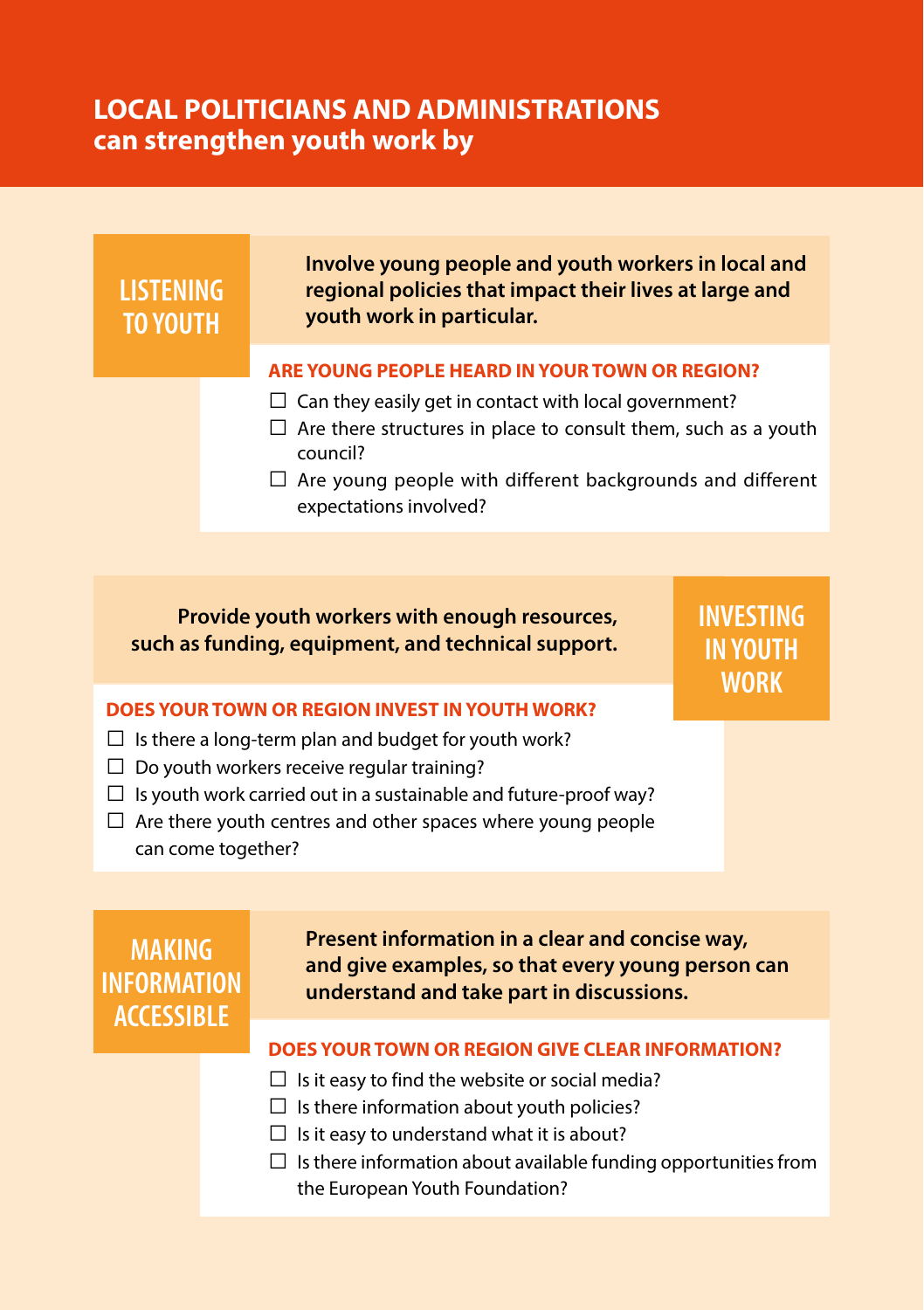# LOCAL POLITICIANS AND ADMINISTRATIONS can strengthen youth work by

## LISTENING TO YOUTH

**Involve young people and youth workers in local and regional policies that impact their lives at large and youth work in particular.**

### ARE YOUNG PEOPLE HEARD IN YOUR TOWN OR REGION?

- ☐ Can they easily get in contact with local government?
- ☐ Are there structures in place to consult them, such as a youth council?
- ☐ Are young people with different backgrounds and different expectations involved?

## INVESTING IN YOUTH WORK

**Provide youth workers with enough resources, such as funding, equipment, and technical support.**

### DOES YOUR TOWN OR REGION INVEST IN YOUTH WORK?

- ☐ Is there a long-term plan and budget for youth work?
- ☐ Do youth workers receive regular training?
- ☐ Is youth work carried out in a sustainable and future-proof way?
- ☐ Are there youth centres and other spaces where young people can come together?

## MAKING INFORMATION ACCESSIBLE

**Present information in a clear and concise way, and give examples, so that every young person can understand and take part in discussions.**

### DOES YOUR TOWN OR REGION GIVE CLEAR INFORMATION?

- ☐ Is it easy to find the website or social media?
- ☐ Is there information about youth policies?
- ☐ Is it easy to understand what it is about?
- ☐ Is there information about available funding opportunities from the European Youth Foundation?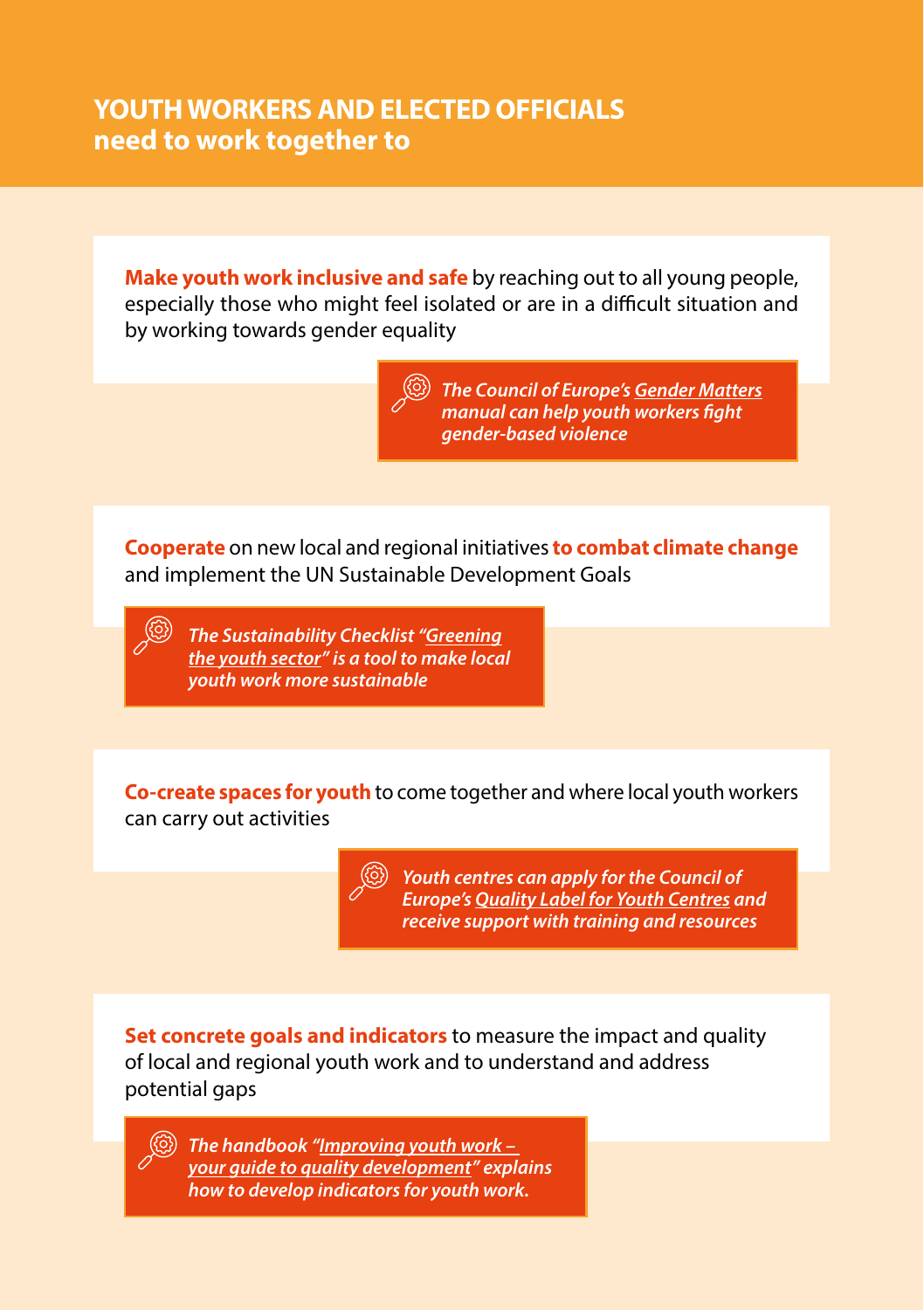## YOUTH WORKERS AND ELECTED OFFICIALS need to work together to

**Make youth work inclusive and safe** by reaching out to all young people, especially those who might feel isolated or are in a difficult situation and by working towards gender equality

*The Council of Europe's Gender Matters manual can help youth workers fight gender-based violence*

**Cooperate** on new local and regional initiatives **to combat climate change** and implement the UN Sustainable Development Goals

*The Sustainability Checklist "Greening the youth sector" is a tool to make local youth work more sustainable*

**Co-create spaces for youth** to come together and where local youth workers can carry out activities

*Youth centres can apply for the Council of Europe's Quality Label for Youth Centres and receive support with training and resources*

**Set concrete goals and indicators** to measure the impact and quality of local and regional youth work and to understand and address potential gaps

*The handbook "Improving youth work – your guide to quality development" explains how to develop indicators for youth work.*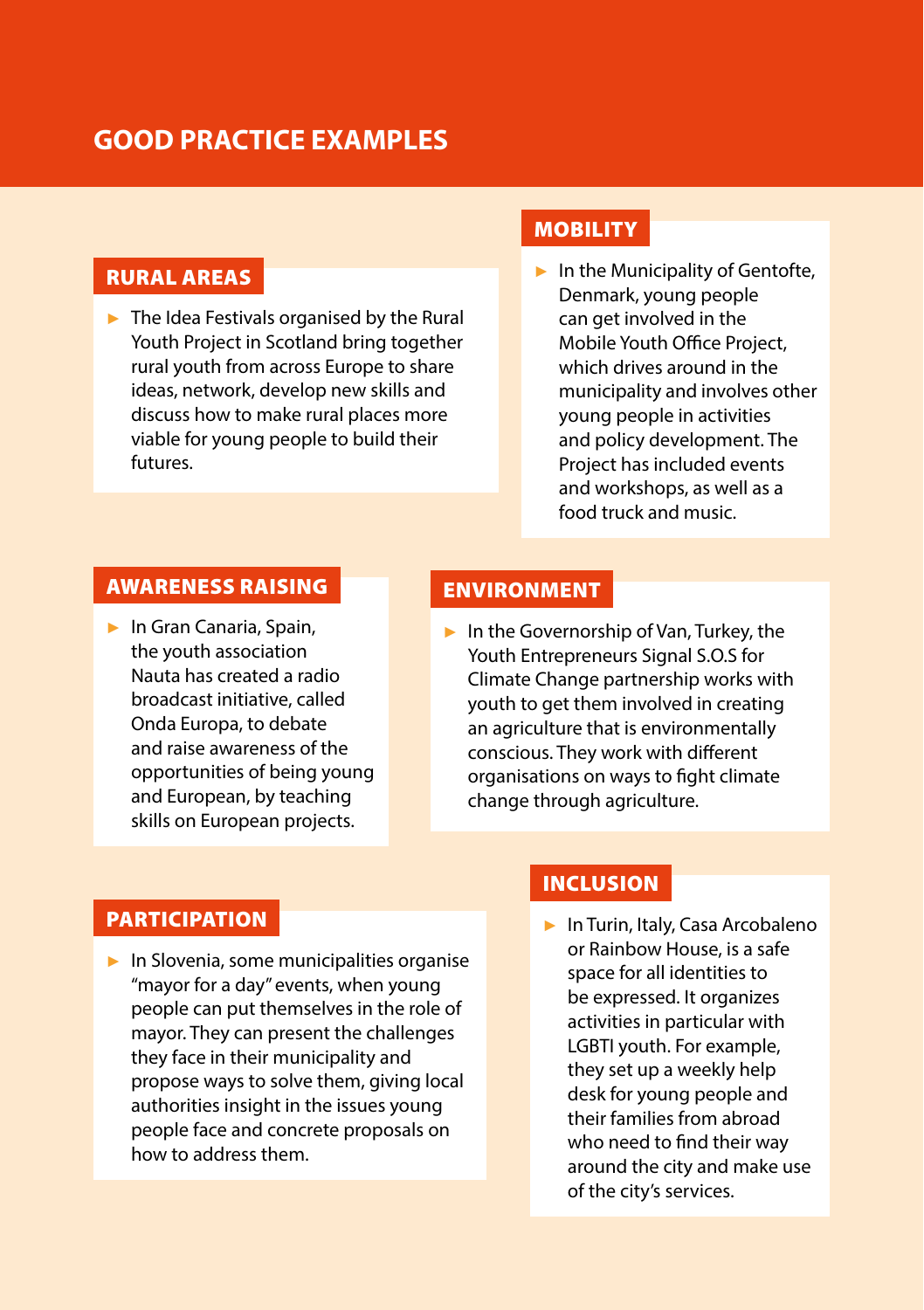# GOOD PRACTICE EXAMPLES

## RURAL AREAS

- The Idea Festivals organised by the Rural Youth Project in Scotland bring together rural youth from across Europe to share ideas, network, develop new skills and discuss how to make rural places more viable for young people to build their futures.

## MOBILITY

- In the Municipality of Gentofte, Denmark, young people can get involved in the Mobile Youth Office Project, which drives around in the municipality and involves other young people in activities and policy development. The Project has included events and workshops, as well as a food truck and music.

## AWARENESS RAISING

- In Gran Canaria, Spain, the youth association Nauta has created a radio broadcast initiative, called Onda Europa, to debate and raise awareness of the opportunities of being young and European, by teaching skills on European projects.

## ENVIRONMENT

- In the Governorship of Van, Turkey, the Youth Entrepreneurs Signal S.O.S for Climate Change partnership works with youth to get them involved in creating an agriculture that is environmentally conscious. They work with different organisations on ways to fight climate change through agriculture.

## PARTICIPATION

- In Slovenia, some municipalities organise “mayor for a day” events, when young people can put themselves in the role of mayor. They can present the challenges they face in their municipality and propose ways to solve them, giving local authorities insight in the issues young people face and concrete proposals on how to address them.

## INCLUSION

- In Turin, Italy, Casa Arcobaleno or Rainbow House, is a safe space for all identities to be expressed. It organizes activities in particular with LGBTI youth. For example, they set up a weekly help desk for young people and their families from abroad who need to find their way around the city and make use of the city’s services.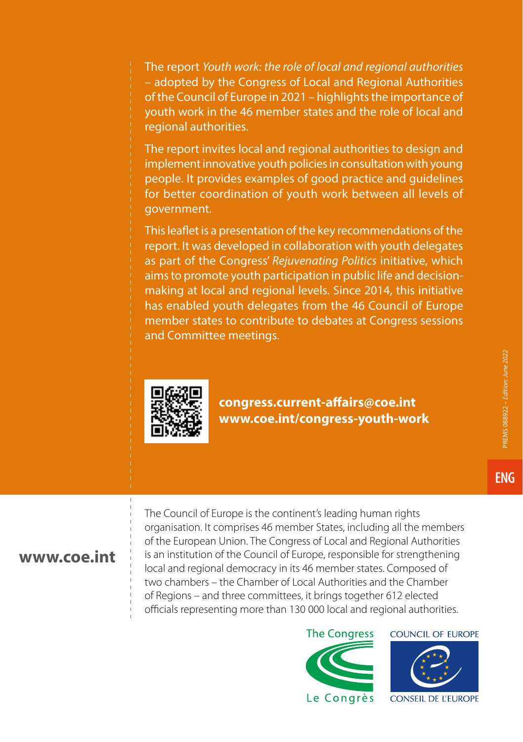The report *Youth work: the role of local and regional authorities* – adopted by the Congress of Local and Regional Authorities of the Council of Europe in 2021 – highlights the importance of youth work in the 46 member states and the role of local and regional authorities.

The report invites local and regional authorities to design and implement innovative youth policies in consultation with young people. It provides examples of good practice and guidelines for better coordination of youth work between all levels of government.

This leaflet is a presentation of the key recommendations of the report. It was developed in collaboration with youth delegates as part of the Congress' *Rejuvenating Politics* initiative, which aims to promote youth participation in public life and decision-making at local and regional levels. Since 2014, this initiative has enabled youth delegates from the 46 Council of Europe member states to contribute to debates at Congress sessions and Committee meetings.

**congress.current-affairs@coe.int**
**www.coe.int/congress-youth-work**

PREMS 088922 – *Edition: June 2022*

**ENG**

**www.coe.int**

The Council of Europe is the continent's leading human rights organisation. It comprises 46 member States, including all the members of the European Union. The Congress of Local and Regional Authorities is an institution of the Council of Europe, responsible for strengthening local and regional democracy in its 46 member states. Composed of two chambers – the Chamber of Local Authorities and the Chamber of Regions – and three committees, it brings together 612 elected officials representing more than 130 000 local and regional authorities.

The Congress
Le Congrès

COUNCIL OF EUROPE
CONSEIL DE L'EUROPE